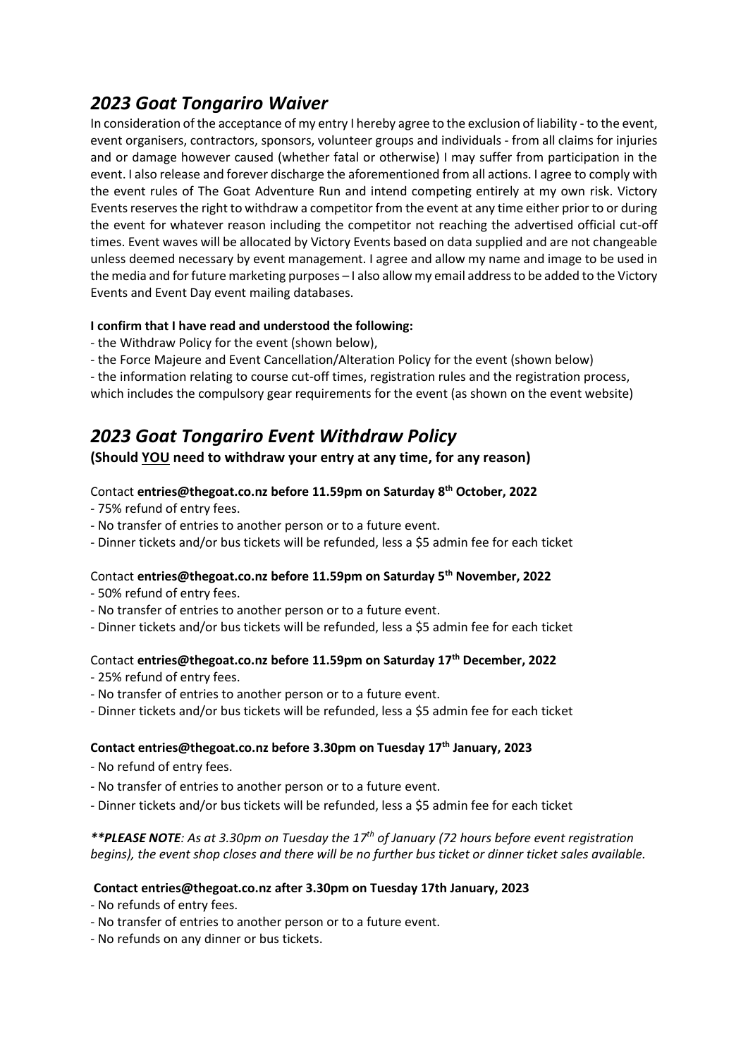# *2023 Goat Tongariro Waiver*

In consideration of the acceptance of my entry I hereby agree to the exclusion of liability - to the event, event organisers, contractors, sponsors, volunteer groups and individuals - from all claims for injuries and or damage however caused (whether fatal or otherwise) I may suffer from participation in the event. I also release and forever discharge the aforementioned from all actions. I agree to comply with the event rules of The Goat Adventure Run and intend competing entirely at my own risk. Victory Events reserves the right to withdraw a competitor from the event at any time either prior to or during the event for whatever reason including the competitor not reaching the advertised official cut-off times. Event waves will be allocated by Victory Events based on data supplied and are not changeable unless deemed necessary by event management. I agree and allow my name and image to be used in the media and for future marketing purposes – I also allow my email address to be added to the Victory Events and Event Day event mailing databases.

**I confirm that I have read and understood the following:**

- the Withdraw Policy for the event (shown below),
- the Force Majeure and Event Cancellation/Alteration Policy for the event (shown below)
- the information relating to course cut-off times, registration rules and the registration process, which includes the compulsory gear requirements for the event (as shown on the event website)

# *2023 Goat Tongariro Event Withdraw Policy*

**(Should YOU need to withdraw your entry at any time, for any reason)**

Contact **entries@thegoat.co.nz before 11.59pm on Saturday 8th October, 2022**

- 75% refund of entry fees.
- No transfer of entries to another person or to a future event.
- Dinner tickets and/or bus tickets will be refunded, less a $5 admin fee for each ticket

Contact **entries@thegoat.co.nz before 11.59pm on Saturday 5th November, 2022**

- 50% refund of entry fees.
- No transfer of entries to another person or to a future event.
- Dinner tickets and/or bus tickets will be refunded, less a $5 admin fee for each ticket

Contact **entries@thegoat.co.nz before 11.59pm on Saturday 17th December, 2022**

- 25% refund of entry fees.
- No transfer of entries to another person or to a future event.
- Dinner tickets and/or bus tickets will be refunded, less a $5 admin fee for each ticket

**Contact entries@thegoat.co.nz before 3.30pm on Tuesday 17th January, 2023**

- No refund of entry fees.
- No transfer of entries to another person or to a future event.
- Dinner tickets and/or bus tickets will be refunded, less a $5 admin fee for each ticket

***\*\*PLEASE NOTE**: As at 3.30pm on Tuesday the 17th of January (72 hours before event registration begins), the event shop closes and there will be no further bus ticket or dinner ticket sales available.*

**Contact entries@thegoat.co.nz after 3.30pm on Tuesday 17th January, 2023**

- No refunds of entry fees.
- No transfer of entries to another person or to a future event.
- No refunds on any dinner or bus tickets.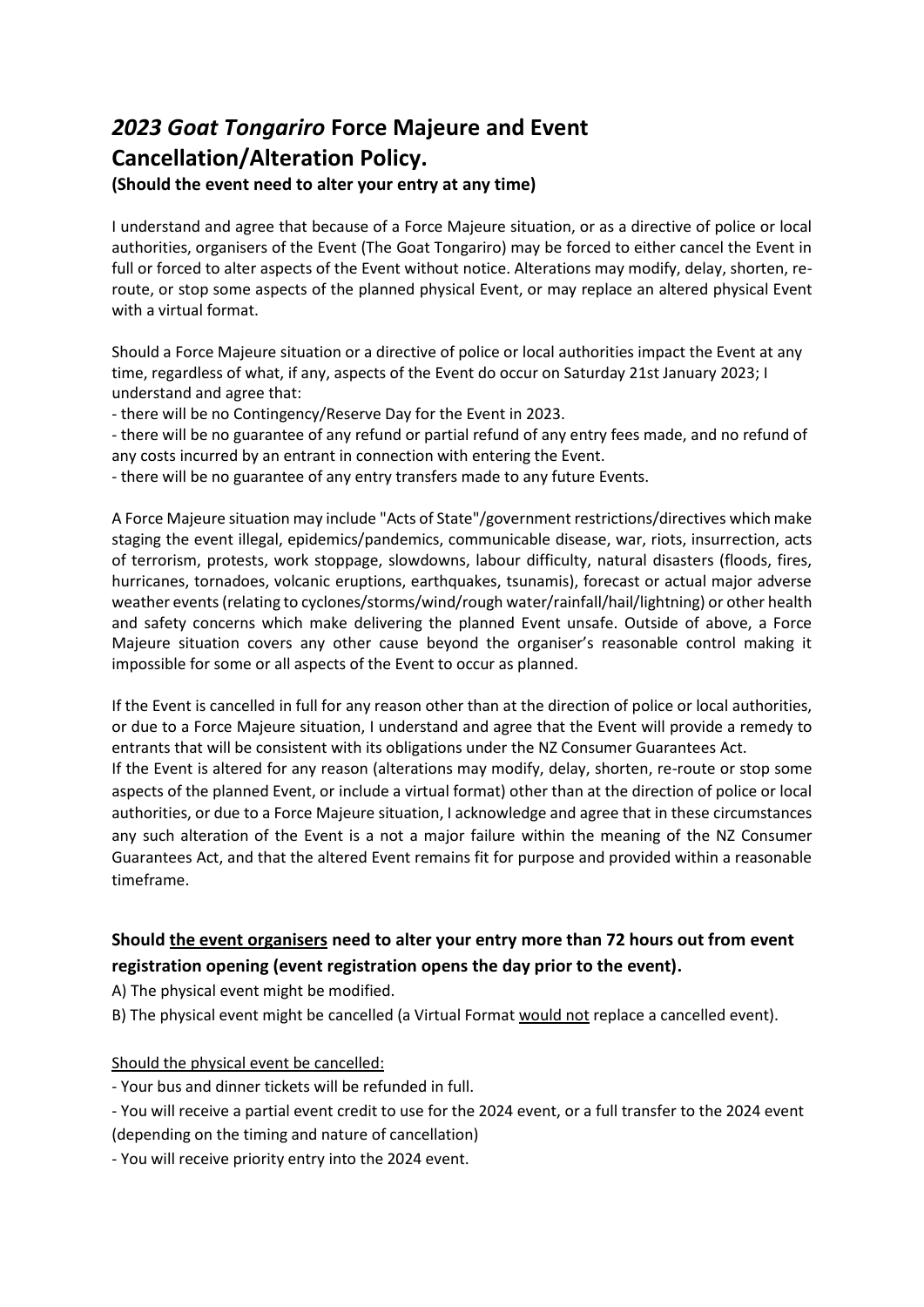# *2023 Goat Tongariro* Force Majeure and Event Cancellation/Alteration Policy.

**(Should the event need to alter your entry at any time)**

I understand and agree that because of a Force Majeure situation, or as a directive of police or local authorities, organisers of the Event (The Goat Tongariro) may be forced to either cancel the Event in full or forced to alter aspects of the Event without notice. Alterations may modify, delay, shorten, re-route, or stop some aspects of the planned physical Event, or may replace an altered physical Event with a virtual format.

Should a Force Majeure situation or a directive of police or local authorities impact the Event at any time, regardless of what, if any, aspects of the Event do occur on Saturday 21st January 2023; I understand and agree that:

- there will be no Contingency/Reserve Day for the Event in 2023.
- there will be no guarantee of any refund or partial refund of any entry fees made, and no refund of any costs incurred by an entrant in connection with entering the Event.
- there will be no guarantee of any entry transfers made to any future Events.

A Force Majeure situation may include "Acts of State"/government restrictions/directives which make staging the event illegal, epidemics/pandemics, communicable disease, war, riots, insurrection, acts of terrorism, protests, work stoppage, slowdowns, labour difficulty, natural disasters (floods, fires, hurricanes, tornadoes, volcanic eruptions, earthquakes, tsunamis), forecast or actual major adverse weather events (relating to cyclones/storms/wind/rough water/rainfall/hail/lightning) or other health and safety concerns which make delivering the planned Event unsafe. Outside of above, a Force Majeure situation covers any other cause beyond the organiser's reasonable control making it impossible for some or all aspects of the Event to occur as planned.

If the Event is cancelled in full for any reason other than at the direction of police or local authorities, or due to a Force Majeure situation, I understand and agree that the Event will provide a remedy to entrants that will be consistent with its obligations under the NZ Consumer Guarantees Act.
If the Event is altered for any reason (alterations may modify, delay, shorten, re-route or stop some aspects of the planned Event, or include a virtual format) other than at the direction of police or local authorities, or due to a Force Majeure situation, I acknowledge and agree that in these circumstances any such alteration of the Event is a not a major failure within the meaning of the NZ Consumer Guarantees Act, and that the altered Event remains fit for purpose and provided within a reasonable timeframe.

### Should <u>the event organisers</u> need to alter your entry more than 72 hours out from event registration opening (event registration opens the day prior to the event).

A) The physical event might be modified.
B) The physical event might be cancelled (a Virtual Format <u>would not</u> replace a cancelled event).

<u>Should the physical event be cancelled:</u>

- Your bus and dinner tickets will be refunded in full.
- You will receive a partial event credit to use for the 2024 event, or a full transfer to the 2024 event (depending on the timing and nature of cancellation)
- You will receive priority entry into the 2024 event.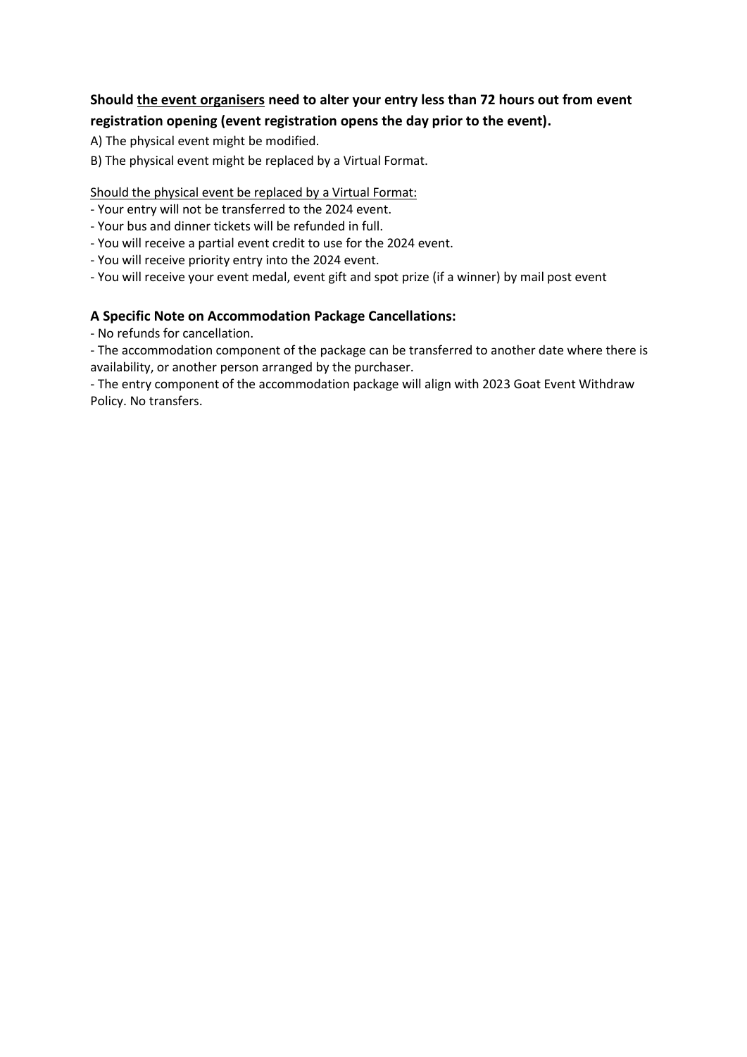**Should <u>the event organisers</u> need to alter your entry less than 72 hours out from event registration opening (event registration opens the day prior to the event).**

A) The physical event might be modified.

B) The physical event might be replaced by a Virtual Format.

<u>Should the physical event be replaced by a Virtual Format:</u>

- Your entry will not be transferred to the 2024 event.
- Your bus and dinner tickets will be refunded in full.
- You will receive a partial event credit to use for the 2024 event.
- You will receive priority entry into the 2024 event.
- You will receive your event medal, event gift and spot prize (if a winner) by mail post event

### A Specific Note on Accommodation Package Cancellations:

- No refunds for cancellation.
- The accommodation component of the package can be transferred to another date where there is availability, or another person arranged by the purchaser.
- The entry component of the accommodation package will align with 2023 Goat Event Withdraw Policy. No transfers.